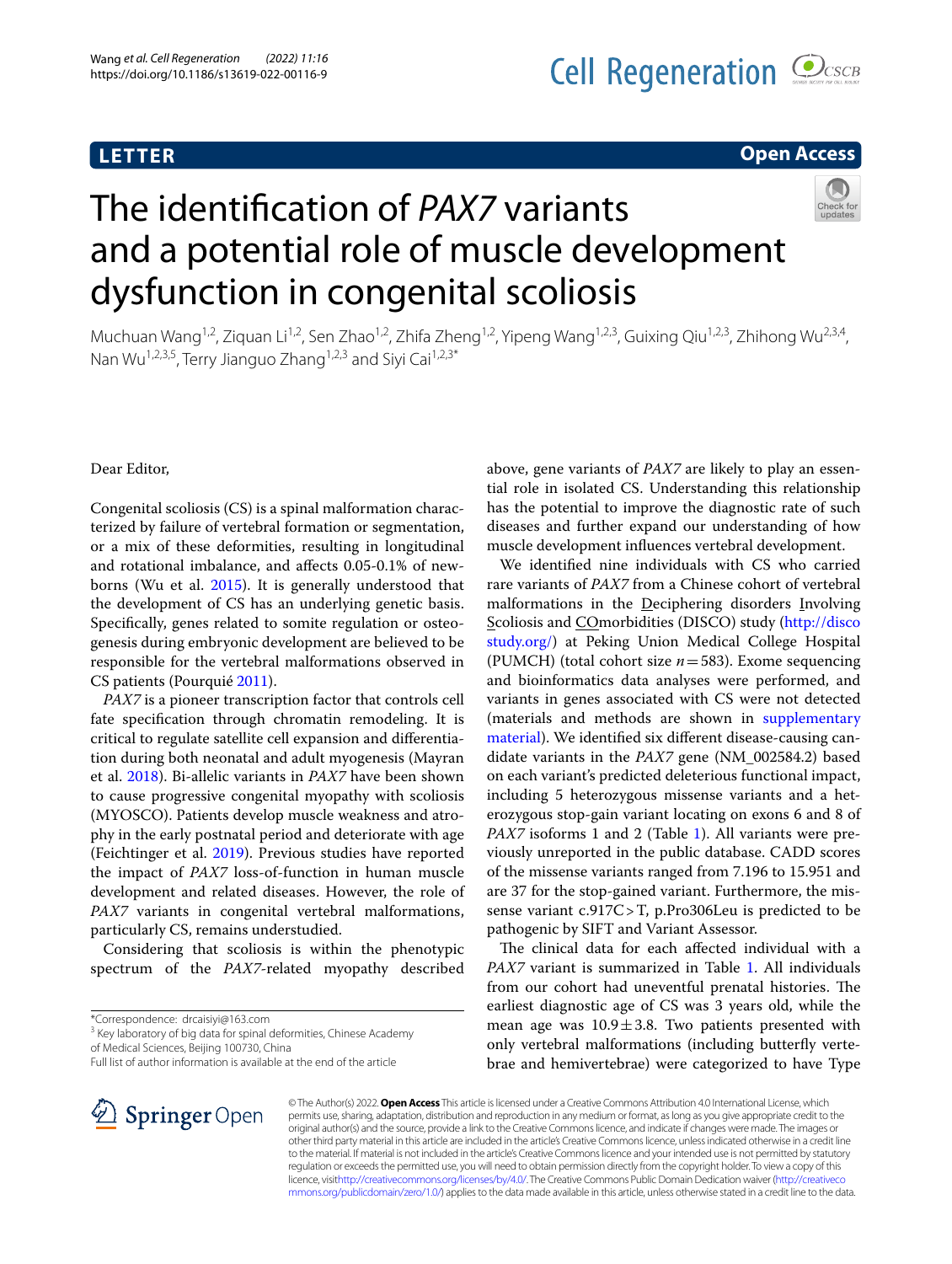LETTER

Open Access

# The identification of *PAX7* variants and a potential role of muscle development dysfunction in congenital scoliosis

Muchuan Wang[1,2], Ziquan Li[1,2], Sen Zhao[1,2], Zhifa Zheng[1,2], Yipeng Wang[1,2,3], Guixing Qiu[1,2,3], Zhihong Wu[2,3,4], Nan Wu[1,2,3,5], Terry Jianguo Zhang[1,2,3] and Siyi Cai[1,2,3*]

Dear Editor,

Congenital scoliosis (CS) is a spinal malformation characterized by failure of vertebral formation or segmentation, or a mix of these deformities, resulting in longitudinal and rotational imbalance, and affects 0.05-0.1% of newborns (Wu et al. 2015). It is generally understood that the development of CS has an underlying genetic basis. Specifically, genes related to somite regulation or osteogenesis during embryonic development are believed to be responsible for the vertebral malformations observed in CS patients (Pourquié 2011).

*PAX7* is a pioneer transcription factor that controls cell fate specification through chromatin remodeling. It is critical to regulate satellite cell expansion and differentiation during both neonatal and adult myogenesis (Mayran et al. 2018). Bi-allelic variants in *PAX7* have been shown to cause progressive congenital myopathy with scoliosis (MYOSCO). Patients develop muscle weakness and atrophy in the early postnatal period and deteriorate with age (Feichtinger et al. 2019). Previous studies have reported the impact of *PAX7* loss-of-function in human muscle development and related diseases. However, the role of *PAX7* variants in congenital vertebral malformations, particularly CS, remains understudied.

Considering that scoliosis is within the phenotypic spectrum of the *PAX7*-related myopathy described above, gene variants of *PAX7* are likely to play an essential role in isolated CS. Understanding this relationship has the potential to improve the diagnostic rate of such diseases and further expand our understanding of how muscle development influences vertebral development.

We identified nine individuals with CS who carried rare variants of *PAX7* from a Chinese cohort of vertebral malformations in the Deciphering disorders Involving Scoliosis and COmorbidities (DISCO) study (http://discostudy.org/) at Peking Union Medical College Hospital (PUMCH) (total cohort size $n = 583$). Exome sequencing and bioinformatics data analyses were performed, and variants in genes associated with CS were not detected (materials and methods are shown in supplementary material). We identified six different disease-causing candidate variants in the *PAX7* gene (NM_002584.2) based on each variant's predicted deleterious functional impact, including 5 heterozygous missense variants and a heterozygous stop-gain variant locating on exons 6 and 8 of *PAX7* isoforms 1 and 2 (Table 1). All variants were previously unreported in the public database. CADD scores of the missense variants ranged from 7.196 to 15.951 and are 37 for the stop-gained variant. Furthermore, the missense variant c.917C>T, p.Pro306Leu is predicted to be pathogenic by SIFT and Variant Assessor.

The clinical data for each affected individual with a *PAX7* variant is summarized in Table 1. All individuals from our cohort had uneventful prenatal histories. The earliest diagnostic age of CS was 3 years old, while the mean age was $10.9 \pm 3.8$. Two patients presented with only vertebral malformations (including butterfly vertebrae and hemivertebrae) were categorized to have Type

*Correspondence: drcaisiyi@163.com

[3] Key laboratory of big data for spinal deformities, Chinese Academy of Medical Sciences, Beijing 100730, China

Full list of author information is available at the end of the article

© The Author(s) 2022. **Open Access** This article is licensed under a Creative Commons Attribution 4.0 International License, which permits use, sharing, adaptation, distribution and reproduction in any medium or format, as long as you give appropriate credit to the original author(s) and the source, provide a link to the Creative Commons licence, and indicate if changes were made. The images or other third party material in this article are included in the article's Creative Commons licence, unless indicated otherwise in a credit line to the material. If material is not included in the article's Creative Commons licence and your intended use is not permitted by statutory regulation or exceeds the permitted use, you will need to obtain permission directly from the copyright holder. To view a copy of this licence, visit http://creativecommons.org/licenses/by/4.0/. The Creative Commons Public Domain Dedication waiver (http://creativecommons.org/publicdomain/zero/1.0/) applies to the data made available in this article, unless otherwise stated in a credit line to the data.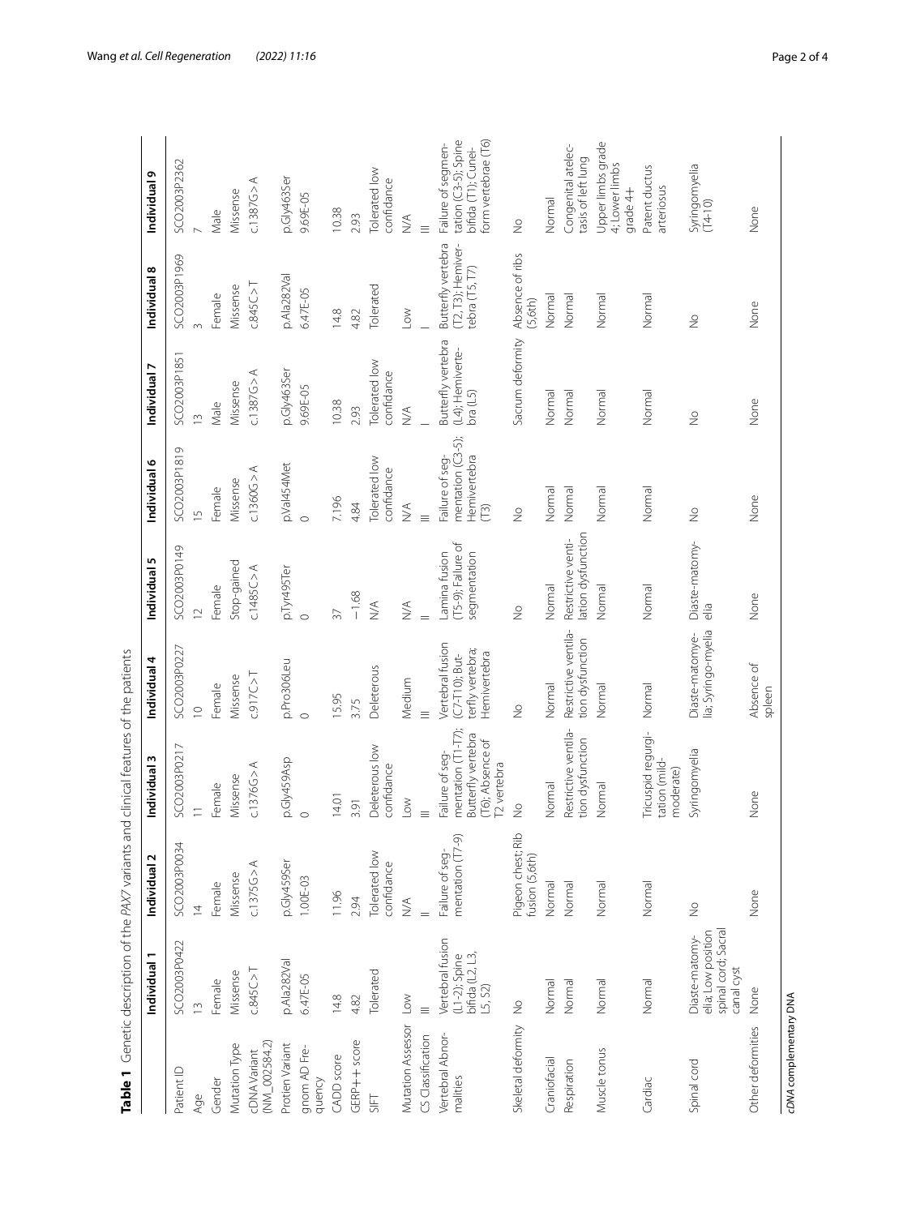**Table 1** Genetic description of the *PAX7* variants and clinical features of the patients

| | Individual 1 | Individual 2 | Individual 3 | Individual 4 | Individual 5 | Individual 6 | Individual 7 | Individual 8 | Individual 9 |
|---|---|---|---|---|---|---|---|---|---|
| Patient ID | SCO2003P0422 | SCO2003P0034 | SCO2003P0217 | SCO2003P0227 | SCO2003P0149 | SCO2003P1819 | SCO2003P1851 | SCO2003P1969 | SCO2003P2362 |
| Age | 13 | 14 | 11 | 10 | 12 | 15 | 13 | 3 | 7 |
| Gender | Female | Female | Female | Female | Female | Female | Male | Female | Male |
| Mutation Type | Missense | Missense | Missense | Missense | Stop-gained | Missense | Missense | Missense | Missense |
| cDNA Variant (NM_002584.2) | c.845C>T | c.1375G>A | c.1376G>A | c.917C>T | c.1485C>A | c.1360G>A | c.1387G>A | c.845C>T | c.1387G>A |
| Protien Variant | p.Ala282Val | p.Gly459Ser | p.Gly459Asp | p.Pro306Leu | p.Tyr495Ter | p.Val454Met | p.Gly463Ser | p.Ala282Val | p.Gly463Ser |
| gnom AD Frequency | 6.47E-05 | 1.00E-03 | 0 | 0 | 0 | 0 | 9.69E-05 | 6.47E-05 | 9.69E-05 |
| CADD score | 14.8 | 11.96 | 14.01 | 15.95 | 37 | 7.196 | 10.38 | 14.8 | 10.38 |
| GERP++ score | 4.82 | 2.94 | 3.91 | 3.75 | −1.68 | 4.84 | 2.93 | 4.82 | 2.93 |
| SIFT | Tolerated | Tolerated low confidance | Deleterous low confidance | Deleterous | N/A | Tolerated low confidance | Tolerated low confidance | Tolerated | Tolerated low confidance |
| Mutation Assessor | Low | N/A | Low | Medium | N/A | N/A | N/A | Low | N/A |
| CS Classification | III | II | III | III | II | III | I | I | III |
| Vertebral Abnormalities | Vertebral fusion (L1-2); Spine bifida (L2, L3, L5, S2) | Failure of segmentation (T7-9) | Failure of segmentation (T1-T7); Butterfly vertebra (T6); Absence of T2 vertebra | Vertebral fusion (C7-T10); Butterfly vertebra; Hemivertebra | Lamina fusion (T5-9); Failure of segmentation | Failure of segmentation (C3-5); Hemivertebra (T3) | Butterfly vertebra (L4); Hemivertebra (L5) | Butterfly vertebra (T2, T3); Hemivertebra (T5, T7) | Failure of segmentation (C3-5); Spine bifida (T1); Cuneiform vertebrae (T6) |
| Skeletal deformity | No | Pigeon chest; Rib fusion (5,6th) | No | No | No | No | Sacrum deformity | Absence of ribs (5,6th) | No |
| Craniofacial | Normal | Normal | Normal | Normal | Normal | Normal | Normal | Normal | Normal |
| Respiration | Normal | Normal | Restrictive ventilation dysfunction | Restrictive ventilation dysfunction | Restrictive ventilation dysfunction | Normal | Normal | Normal | Congenital atelectasis of left lung |
| Muscle tonus | Normal | Normal | Normal | Normal | Normal | Normal | Normal | Normal | Upper limbs grade 4; Lower limbs grade 4+ |
| Cardiac | Normal | Normal | Tricuspid regurgitation (mild-moderate) | Normal | Normal | Normal | Normal | Normal | Patent ductus arteriosus |
| Spinal cord | Diaste-matomyelia; Low position spinal cord; Sacral canal cyst | No | Syringomyelia | Diaste-matomyelia; Syringo-myelia | Diaste-matomyelia | No | No | No | Syringomyelia (T4-10) |
| Other deformities | None | None | None | Absence of spleen | None | None | None | None | None |

*cDNA* complementary DNA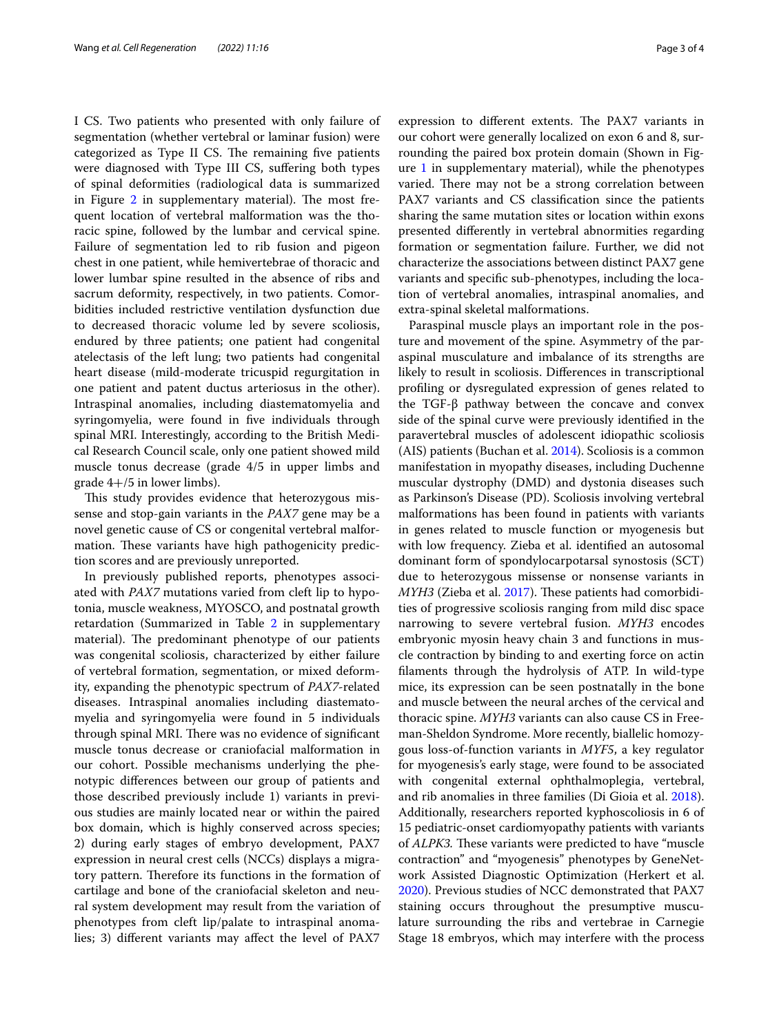I CS. Two patients who presented with only failure of segmentation (whether vertebral or laminar fusion) were categorized as Type II CS. The remaining five patients were diagnosed with Type III CS, suffering both types of spinal deformities (radiological data is summarized in Figure 2 in supplementary material). The most frequent location of vertebral malformation was the thoracic spine, followed by the lumbar and cervical spine. Failure of segmentation led to rib fusion and pigeon chest in one patient, while hemivertebrae of thoracic and lower lumbar spine resulted in the absence of ribs and sacrum deformity, respectively, in two patients. Comorbidities included restrictive ventilation dysfunction due to decreased thoracic volume led by severe scoliosis, endured by three patients; one patient had congenital atelectasis of the left lung; two patients had congenital heart disease (mild-moderate tricuspid regurgitation in one patient and patent ductus arteriosus in the other). Intraspinal anomalies, including diastematomyelia and syringomyelia, were found in five individuals through spinal MRI. Interestingly, according to the British Medical Research Council scale, only one patient showed mild muscle tonus decrease (grade 4/5 in upper limbs and grade 4+/5 in lower limbs).

This study provides evidence that heterozygous missense and stop-gain variants in the *PAX7* gene may be a novel genetic cause of CS or congenital vertebral malformation. These variants have high pathogenicity prediction scores and are previously unreported.

In previously published reports, phenotypes associated with *PAX7* mutations varied from cleft lip to hypotonia, muscle weakness, MYOSCO, and postnatal growth retardation (Summarized in Table 2 in supplementary material). The predominant phenotype of our patients was congenital scoliosis, characterized by either failure of vertebral formation, segmentation, or mixed deformity, expanding the phenotypic spectrum of *PAX7*-related diseases. Intraspinal anomalies including diastematomyelia and syringomyelia were found in 5 individuals through spinal MRI. There was no evidence of significant muscle tonus decrease or craniofacial malformation in our cohort. Possible mechanisms underlying the phenotypic differences between our group of patients and those described previously include 1) variants in previous studies are mainly located near or within the paired box domain, which is highly conserved across species; 2) during early stages of embryo development, PAX7 expression in neural crest cells (NCCs) displays a migratory pattern. Therefore its functions in the formation of cartilage and bone of the craniofacial skeleton and neural system development may result from the variation of phenotypes from cleft lip/palate to intraspinal anomalies; 3) different variants may affect the level of PAX7 expression to different extents. The PAX7 variants in our cohort were generally localized on exon 6 and 8, surrounding the paired box protein domain (Shown in Figure 1 in supplementary material), while the phenotypes varied. There may not be a strong correlation between PAX7 variants and CS classification since the patients sharing the same mutation sites or location within exons presented differently in vertebral abnormities regarding formation or segmentation failure. Further, we did not characterize the associations between distinct PAX7 gene variants and specific sub-phenotypes, including the location of vertebral anomalies, intraspinal anomalies, and extra-spinal skeletal malformations.

Paraspinal muscle plays an important role in the posture and movement of the spine. Asymmetry of the paraspinal musculature and imbalance of its strengths are likely to result in scoliosis. Differences in transcriptional profiling or dysregulated expression of genes related to the TGF-β pathway between the concave and convex side of the spinal curve were previously identified in the paravertebral muscles of adolescent idiopathic scoliosis (AIS) patients (Buchan et al. 2014). Scoliosis is a common manifestation in myopathy diseases, including Duchenne muscular dystrophy (DMD) and dystonia diseases such as Parkinson's Disease (PD). Scoliosis involving vertebral malformations has been found in patients with variants in genes related to muscle function or myogenesis but with low frequency. Zieba et al. identified an autosomal dominant form of spondylocarpotarsal synostosis (SCT) due to heterozygous missense or nonsense variants in *MYH3* (Zieba et al. 2017). These patients had comorbidities of progressive scoliosis ranging from mild disc space narrowing to severe vertebral fusion. *MYH3* encodes embryonic myosin heavy chain 3 and functions in muscle contraction by binding to and exerting force on actin filaments through the hydrolysis of ATP. In wild-type mice, its expression can be seen postnatally in the bone and muscle between the neural arches of the cervical and thoracic spine. *MYH3* variants can also cause CS in Freeman-Sheldon Syndrome. More recently, biallelic homozygous loss-of-function variants in *MYF5*, a key regulator for myogenesis's early stage, were found to be associated with congenital external ophthalmoplegia, vertebral, and rib anomalies in three families (Di Gioia et al. 2018). Additionally, researchers reported kyphoscoliosis in 6 of 15 pediatric-onset cardiomyopathy patients with variants of *ALPK3*. These variants were predicted to have "muscle contraction" and "myogenesis" phenotypes by GeneNetwork Assisted Diagnostic Optimization (Herkert et al. 2020). Previous studies of NCC demonstrated that PAX7 staining occurs throughout the presumptive musculature surrounding the ribs and vertebrae in Carnegie Stage 18 embryos, which may interfere with the process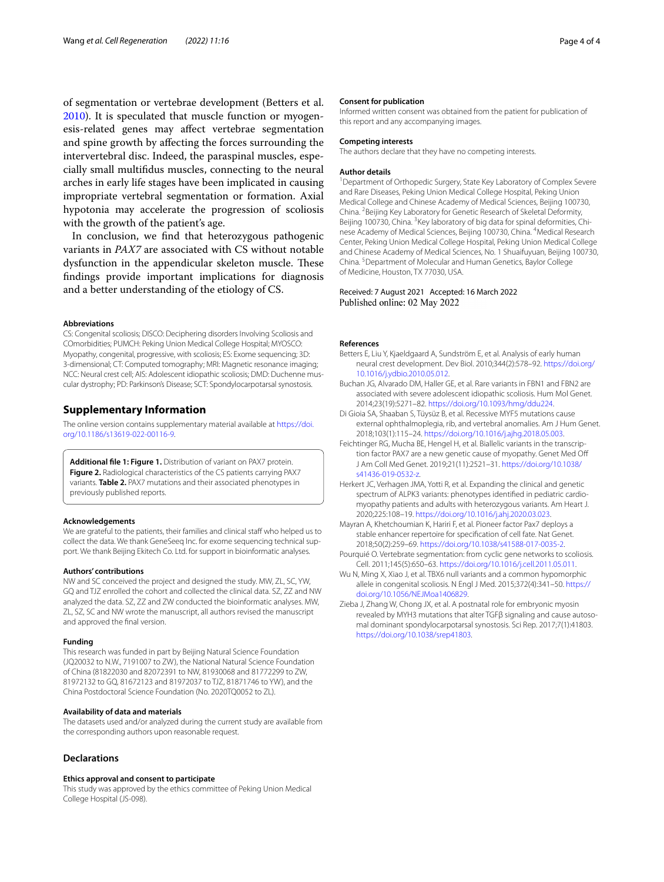of segmentation or vertebrae development (Betters et al. 2010). It is speculated that muscle function or myogenesis-related genes may affect vertebrae segmentation and spine growth by affecting the forces surrounding the intervertebral disc. Indeed, the paraspinal muscles, especially small multifidus muscles, connecting to the neural arches in early life stages have been implicated in causing impropriate vertebral segmentation or formation. Axial hypotonia may accelerate the progression of scoliosis with the growth of the patient's age.

In conclusion, we find that heterozygous pathogenic variants in *PAX7* are associated with CS without notable dysfunction in the appendicular skeleton muscle. These findings provide important implications for diagnosis and a better understanding of the etiology of CS.

#### Abbreviations

CS: Congenital scoliosis; DISCO: Deciphering disorders Involving Scoliosis and COmorbidities; PUMCH: Peking Union Medical College Hospital; MYOSCO: Myopathy, congenital, progressive, with scoliosis; ES: Exome sequencing; 3D: 3-dimensional; CT: Computed tomography; MRI: Magnetic resonance imaging; NCC: Neural crest cell; AIS: Adolescent idiopathic scoliosis; DMD: Duchenne muscular dystrophy; PD: Parkinson's Disease; SCT: Spondylocarpotarsal synostosis.

## Supplementary Information

The online version contains supplementary material available at https://doi.org/10.1186/s13619-022-00116-9.

**Additional file 1: Figure 1.** Distribution of variant on PAX7 protein. **Figure 2.** Radiological characteristics of the CS patients carrying PAX7 variants. **Table 2.** PAX7 mutations and their associated phenotypes in previously published reports.

#### Acknowledgements

We are grateful to the patients, their families and clinical staff who helped us to collect the data. We thank GeneSeeq Inc. for exome sequencing technical support. We thank Beijing Ekitech Co. Ltd. for support in bioinformatic analyses.

#### Authors' contributions

NW and SC conceived the project and designed the study. MW, ZL, SC, YW, GQ and TJZ enrolled the cohort and collected the clinical data. SZ, ZZ and NW analyzed the data. SZ, ZZ and ZW conducted the bioinformatic analyses. MW, ZL, SZ, SC and NW wrote the manuscript, all authors revised the manuscript and approved the final version.

#### Funding

This research was funded in part by Beijing Natural Science Foundation (JQ20032 to N.W., 7191007 to ZW), the National Natural Science Foundation of China (81822030 and 82072391 to NW, 81930068 and 81772299 to ZW, 81972132 to GQ, 81672123 and 81972037 to TJZ, 81871746 to YW), and the China Postdoctoral Science Foundation (No. 2020TQ0052 to ZL).

#### Availability of data and materials

The datasets used and/or analyzed during the current study are available from the corresponding authors upon reasonable request.

## Declarations

#### Ethics approval and consent to participate

This study was approved by the ethics committee of Peking Union Medical College Hospital (JS-098).

#### Consent for publication

Informed written consent was obtained from the patient for publication of this report and any accompanying images.

#### Competing interests

The authors declare that they have no competing interests.

#### Author details

[1]Department of Orthopedic Surgery, State Key Laboratory of Complex Severe and Rare Diseases, Peking Union Medical College Hospital, Peking Union Medical College and Chinese Academy of Medical Sciences, Beijing 100730, China. [2]Beijing Key Laboratory for Genetic Research of Skeletal Deformity, Beijing 100730, China. [3]Key laboratory of big data for spinal deformities, Chinese Academy of Medical Sciences, Beijing 100730, China. [4]Medical Research Center, Peking Union Medical College Hospital, Peking Union Medical College and Chinese Academy of Medical Sciences, No. 1 Shuaifuyuan, Beijing 100730, China. [5]Department of Molecular and Human Genetics, Baylor College of Medicine, Houston, TX 77030, USA.

Received: 7 August 2021 Accepted: 16 March 2022
Published online: 02 May 2022

#### References

- Betters E, Liu Y, Kjaeldgaard A, Sundström E, et al. Analysis of early human neural crest development. Dev Biol. 2010;344(2):578–92. https://doi.org/10.1016/j.ydbio.2010.05.012.
- Buchan JG, Alvarado DM, Haller GE, et al. Rare variants in FBN1 and FBN2 are associated with severe adolescent idiopathic scoliosis. Hum Mol Genet. 2014;23(19):5271–82. https://doi.org/10.1093/hmg/ddu224.
- Di Gioia SA, Shaaban S, Tüysüz B, et al. Recessive MYF5 mutations cause external ophthalmoplegia, rib, and vertebral anomalies. Am J Hum Genet. 2018;103(1):115–24. https://doi.org/10.1016/j.ajhg.2018.05.003.
- Feichtinger RG, Mucha BE, Hengel H, et al. Biallelic variants in the transcription factor PAX7 are a new genetic cause of myopathy. Genet Med Off J Am Coll Med Genet. 2019;21(11):2521–31. https://doi.org/10.1038/s41436-019-0532-z.
- Herkert JC, Verhagen JMA, Yotti R, et al. Expanding the clinical and genetic spectrum of ALPK3 variants: phenotypes identified in pediatric cardiomyopathy patients and adults with heterozygous variants. Am Heart J. 2020;225:108–19. https://doi.org/10.1016/j.ahj.2020.03.023.
- Mayran A, Khetchoumian K, Hariri F, et al. Pioneer factor Pax7 deploys a stable enhancer repertoire for specification of cell fate. Nat Genet. 2018;50(2):259–69. https://doi.org/10.1038/s41588-017-0035-2.
- Pourquié O. Vertebrate segmentation: from cyclic gene networks to scoliosis. Cell. 2011;145(5):650–63. https://doi.org/10.1016/j.cell.2011.05.011.
- Wu N, Ming X, Xiao J, et al. TBX6 null variants and a common hypomorphic allele in congenital scoliosis. N Engl J Med. 2015;372(4):341–50. https://doi.org/10.1056/NEJMoa1406829.
- Zieba J, Zhang W, Chong JX, et al. A postnatal role for embryonic myosin revealed by MYH3 mutations that alter TGFβ signaling and cause autosomal dominant spondylocarpotarsal synostosis. Sci Rep. 2017;7(1):41803. https://doi.org/10.1038/srep41803.